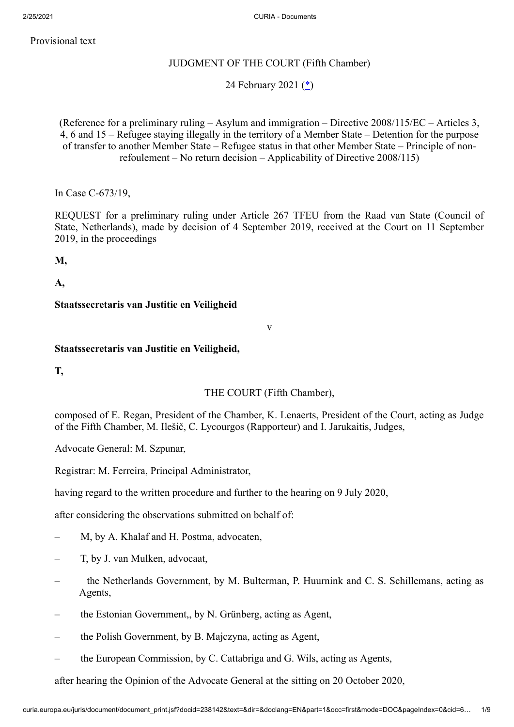Provisional text

JUDGMENT OF THE COURT (Fifth Chamber)

24 February 2021 (*)

(Reference for a preliminary ruling – Asylum and immigration – Directive 2008/115/EC – Articles 3, 4, 6 and 15 – Refugee staying illegally in the territory of a Member State – Detention for the purpose of transfer to another Member State – Refugee status in that other Member State – Principle of non-refoulement – No return decision – Applicability of Directive 2008/115)

In Case C-673/19,

REQUEST for a preliminary ruling under Article 267 TFEU from the Raad van State (Council of State, Netherlands), made by decision of 4 September 2019, received at the Court on 11 September 2019, in the proceedings

**M,**

**A,**

**Staatssecretaris van Justitie en Veiligheid**

v

**Staatssecretaris van Justitie en Veiligheid,**

**T,**

THE COURT (Fifth Chamber),

composed of E. Regan, President of the Chamber, K. Lenaerts, President of the Court, acting as Judge of the Fifth Chamber, M. Ilešič, C. Lycourgos (Rapporteur) and I. Jarukaitis, Judges,

Advocate General: M. Szpunar,

Registrar: M. Ferreira, Principal Administrator,

having regard to the written procedure and further to the hearing on 9 July 2020,

after considering the observations submitted on behalf of:

– M, by A. Khalaf and H. Postma, advocaten,

– T, by J. van Mulken, advocaat,

– the Netherlands Government, by M. Bulterman, P. Huurnink and C. S. Schillemans, acting as Agents,

– the Estonian Government,, by N. Grünberg, acting as Agent,

– the Polish Government, by B. Majczyna, acting as Agent,

– the European Commission, by C. Cattabriga and G. Wils, acting as Agents,

after hearing the Opinion of the Advocate General at the sitting on 20 October 2020,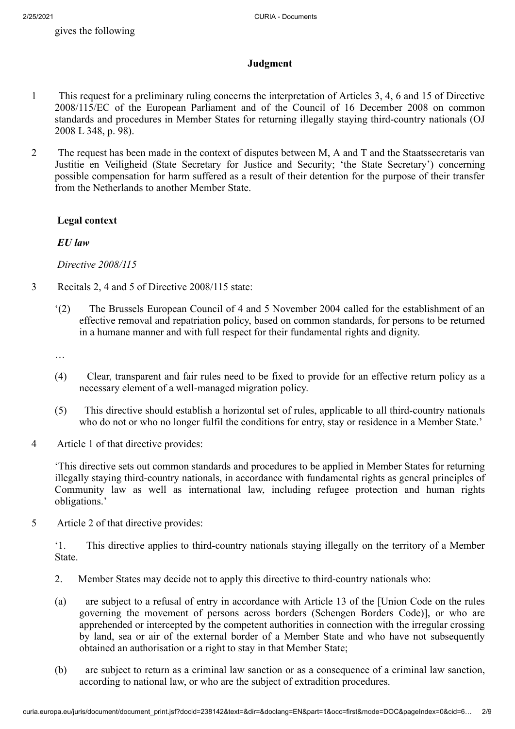gives the following

## Judgment

1 This request for a preliminary ruling concerns the interpretation of Articles 3, 4, 6 and 15 of Directive 2008/115/EC of the European Parliament and of the Council of 16 December 2008 on common standards and procedures in Member States for returning illegally staying third-country nationals (OJ 2008 L 348, p. 98).

2 The request has been made in the context of disputes between M, A and T and the Staatssecretaris van Justitie en Veiligheid (State Secretary for Justice and Security; 'the State Secretary') concerning possible compensation for harm suffered as a result of their detention for the purpose of their transfer from the Netherlands to another Member State.

### Legal context

#### *EU law*

*Directive 2008/115*

3 Recitals 2, 4 and 5 of Directive 2008/115 state:

'(2) The Brussels European Council of 4 and 5 November 2004 called for the establishment of an effective removal and repatriation policy, based on common standards, for persons to be returned in a humane manner and with full respect for their fundamental rights and dignity.

…

(4) Clear, transparent and fair rules need to be fixed to provide for an effective return policy as a necessary element of a well-managed migration policy.

(5) This directive should establish a horizontal set of rules, applicable to all third-country nationals who do not or who no longer fulfil the conditions for entry, stay or residence in a Member State.'

4 Article 1 of that directive provides:

'This directive sets out common standards and procedures to be applied in Member States for returning illegally staying third-country nationals, in accordance with fundamental rights as general principles of Community law as well as international law, including refugee protection and human rights obligations.'

5 Article 2 of that directive provides:

'1. This directive applies to third-country nationals staying illegally on the territory of a Member State.

2. Member States may decide not to apply this directive to third-country nationals who:

(a) are subject to a refusal of entry in accordance with Article 13 of the [Union Code on the rules governing the movement of persons across borders (Schengen Borders Code)], or who are apprehended or intercepted by the competent authorities in connection with the irregular crossing by land, sea or air of the external border of a Member State and who have not subsequently obtained an authorisation or a right to stay in that Member State;

(b) are subject to return as a criminal law sanction or as a consequence of a criminal law sanction, according to national law, or who are the subject of extradition procedures.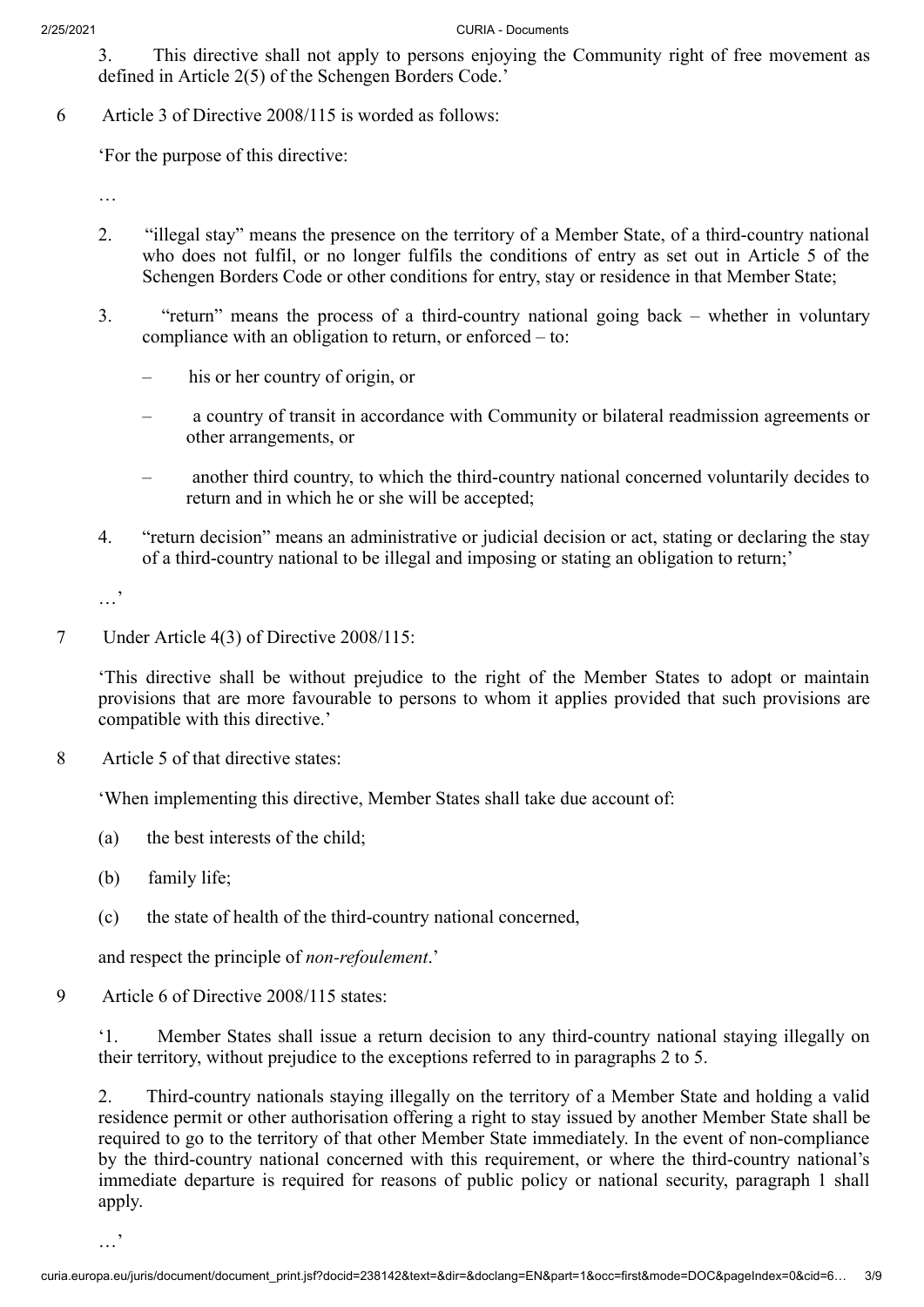3. This directive shall not apply to persons enjoying the Community right of free movement as defined in Article 2(5) of the Schengen Borders Code.'

6 Article 3 of Directive 2008/115 is worded as follows:

'For the purpose of this directive:

…

2. "illegal stay" means the presence on the territory of a Member State, of a third-country national who does not fulfil, or no longer fulfils the conditions of entry as set out in Article 5 of the Schengen Borders Code or other conditions for entry, stay or residence in that Member State;

3. "return" means the process of a third-country national going back – whether in voluntary compliance with an obligation to return, or enforced – to:

– his or her country of origin, or

– a country of transit in accordance with Community or bilateral readmission agreements or other arrangements, or

– another third country, to which the third-country national concerned voluntarily decides to return and in which he or she will be accepted;

4. "return decision" means an administrative or judicial decision or act, stating or declaring the stay of a third-country national to be illegal and imposing or stating an obligation to return;'

…'

7 Under Article 4(3) of Directive 2008/115:

'This directive shall be without prejudice to the right of the Member States to adopt or maintain provisions that are more favourable to persons to whom it applies provided that such provisions are compatible with this directive.'

8 Article 5 of that directive states:

'When implementing this directive, Member States shall take due account of:

(a) the best interests of the child;

(b) family life;

(c) the state of health of the third-country national concerned,

and respect the principle of *non-refoulement*.'

9 Article 6 of Directive 2008/115 states:

'1. Member States shall issue a return decision to any third-country national staying illegally on their territory, without prejudice to the exceptions referred to in paragraphs 2 to 5.

2. Third-country nationals staying illegally on the territory of a Member State and holding a valid residence permit or other authorisation offering a right to stay issued by another Member State shall be required to go to the territory of that other Member State immediately. In the event of non-compliance by the third-country national concerned with this requirement, or where the third-country national's immediate departure is required for reasons of public policy or national security, paragraph 1 shall apply.

…'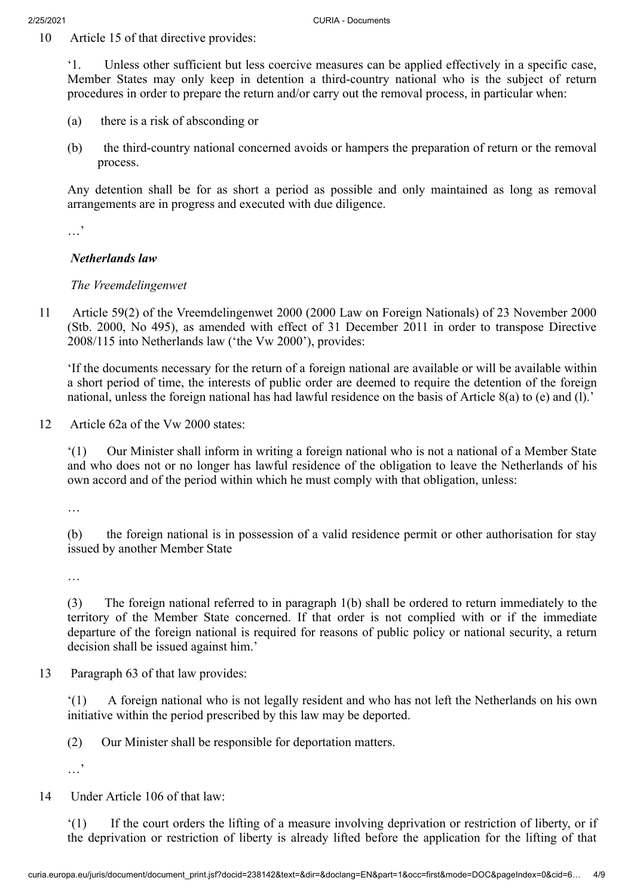10 Article 15 of that directive provides:

'1. Unless other sufficient but less coercive measures can be applied effectively in a specific case, Member States may only keep in detention a third-country national who is the subject of return procedures in order to prepare the return and/or carry out the removal process, in particular when:

(a) there is a risk of absconding or

(b) the third-country national concerned avoids or hampers the preparation of return or the removal process.

Any detention shall be for as short a period as possible and only maintained as long as removal arrangements are in progress and executed with due diligence.

…'

*Netherlands law*

*The Vreemdelingenwet*

11 Article 59(2) of the Vreemdelingenwet 2000 (2000 Law on Foreign Nationals) of 23 November 2000 (Stb. 2000, No 495), as amended with effect of 31 December 2011 in order to transpose Directive 2008/115 into Netherlands law ('the Vw 2000'), provides:

'If the documents necessary for the return of a foreign national are available or will be available within a short period of time, the interests of public order are deemed to require the detention of the foreign national, unless the foreign national has had lawful residence on the basis of Article 8(a) to (e) and (l).'

12 Article 62a of the Vw 2000 states:

'(1) Our Minister shall inform in writing a foreign national who is not a national of a Member State and who does not or no longer has lawful residence of the obligation to leave the Netherlands of his own accord and of the period within which he must comply with that obligation, unless:

…

(b) the foreign national is in possession of a valid residence permit or other authorisation for stay issued by another Member State

…

(3) The foreign national referred to in paragraph 1(b) shall be ordered to return immediately to the territory of the Member State concerned. If that order is not complied with or if the immediate departure of the foreign national is required for reasons of public policy or national security, a return decision shall be issued against him.'

13 Paragraph 63 of that law provides:

'(1) A foreign national who is not legally resident and who has not left the Netherlands on his own initiative within the period prescribed by this law may be deported.

(2) Our Minister shall be responsible for deportation matters.

…'

14 Under Article 106 of that law:

'(1) If the court orders the lifting of a measure involving deprivation or restriction of liberty, or if the deprivation or restriction of liberty is already lifted before the application for the lifting of that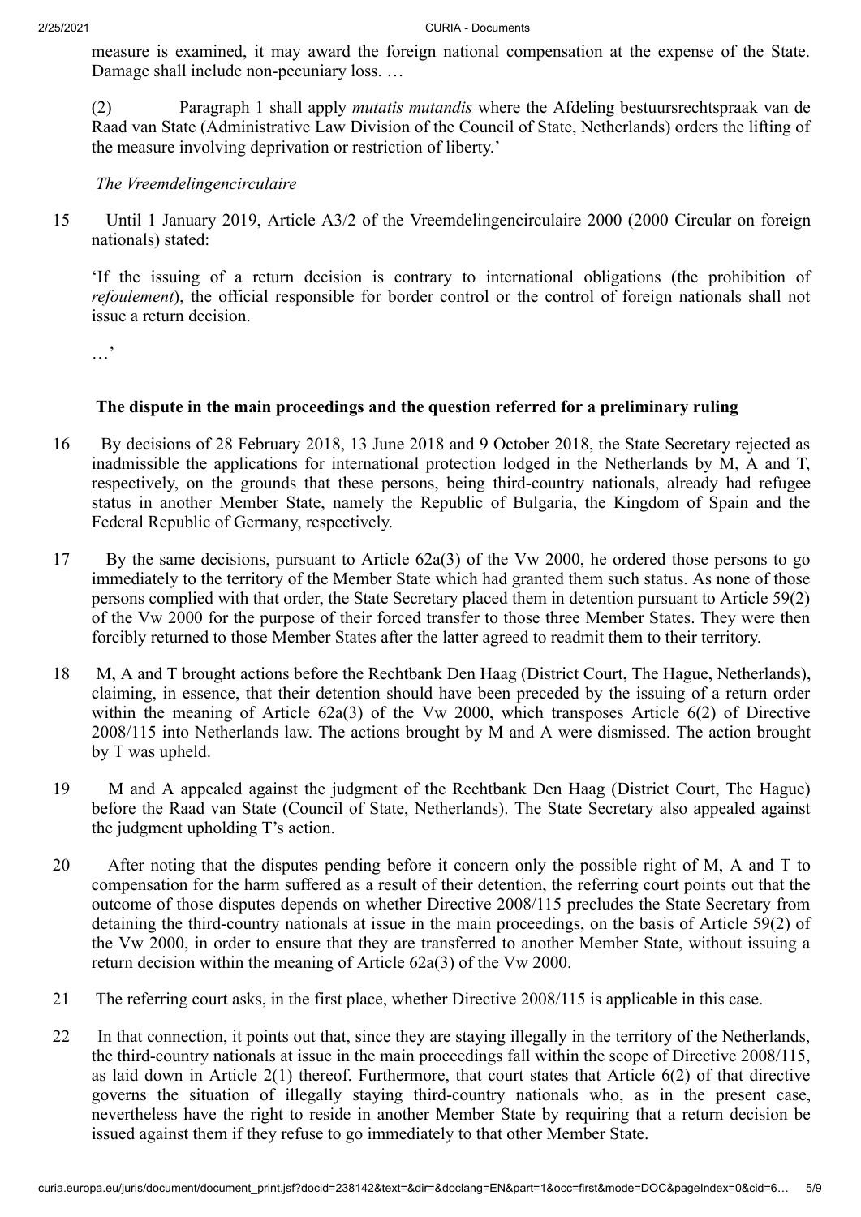measure is examined, it may award the foreign national compensation at the expense of the State. Damage shall include non-pecuniary loss. …

(2) Paragraph 1 shall apply *mutatis mutandis* where the Afdeling bestuursrechtspraak van de Raad van State (Administrative Law Division of the Council of State, Netherlands) orders the lifting of the measure involving deprivation or restriction of liberty.'

*The Vreemdelingencirculaire*

15 Until 1 January 2019, Article A3/2 of the Vreemdelingencirculaire 2000 (2000 Circular on foreign nationals) stated:

'If the issuing of a return decision is contrary to international obligations (the prohibition of *refoulement*), the official responsible for border control or the control of foreign nationals shall not issue a return decision.

…'

**The dispute in the main proceedings and the question referred for a preliminary ruling**

16 By decisions of 28 February 2018, 13 June 2018 and 9 October 2018, the State Secretary rejected as inadmissible the applications for international protection lodged in the Netherlands by M, A and T, respectively, on the grounds that these persons, being third-country nationals, already had refugee status in another Member State, namely the Republic of Bulgaria, the Kingdom of Spain and the Federal Republic of Germany, respectively.

17 By the same decisions, pursuant to Article 62a(3) of the Vw 2000, he ordered those persons to go immediately to the territory of the Member State which had granted them such status. As none of those persons complied with that order, the State Secretary placed them in detention pursuant to Article 59(2) of the Vw 2000 for the purpose of their forced transfer to those three Member States. They were then forcibly returned to those Member States after the latter agreed to readmit them to their territory.

18 M, A and T brought actions before the Rechtbank Den Haag (District Court, The Hague, Netherlands), claiming, in essence, that their detention should have been preceded by the issuing of a return order within the meaning of Article 62a(3) of the Vw 2000, which transposes Article 6(2) of Directive 2008/115 into Netherlands law. The actions brought by M and A were dismissed. The action brought by T was upheld.

19 M and A appealed against the judgment of the Rechtbank Den Haag (District Court, The Hague) before the Raad van State (Council of State, Netherlands). The State Secretary also appealed against the judgment upholding T's action.

20 After noting that the disputes pending before it concern only the possible right of M, A and T to compensation for the harm suffered as a result of their detention, the referring court points out that the outcome of those disputes depends on whether Directive 2008/115 precludes the State Secretary from detaining the third-country nationals at issue in the main proceedings, on the basis of Article 59(2) of the Vw 2000, in order to ensure that they are transferred to another Member State, without issuing a return decision within the meaning of Article 62a(3) of the Vw 2000.

21 The referring court asks, in the first place, whether Directive 2008/115 is applicable in this case.

22 In that connection, it points out that, since they are staying illegally in the territory of the Netherlands, the third-country nationals at issue in the main proceedings fall within the scope of Directive 2008/115, as laid down in Article 2(1) thereof. Furthermore, that court states that Article 6(2) of that directive governs the situation of illegally staying third-country nationals who, as in the present case, nevertheless have the right to reside in another Member State by requiring that a return decision be issued against them if they refuse to go immediately to that other Member State.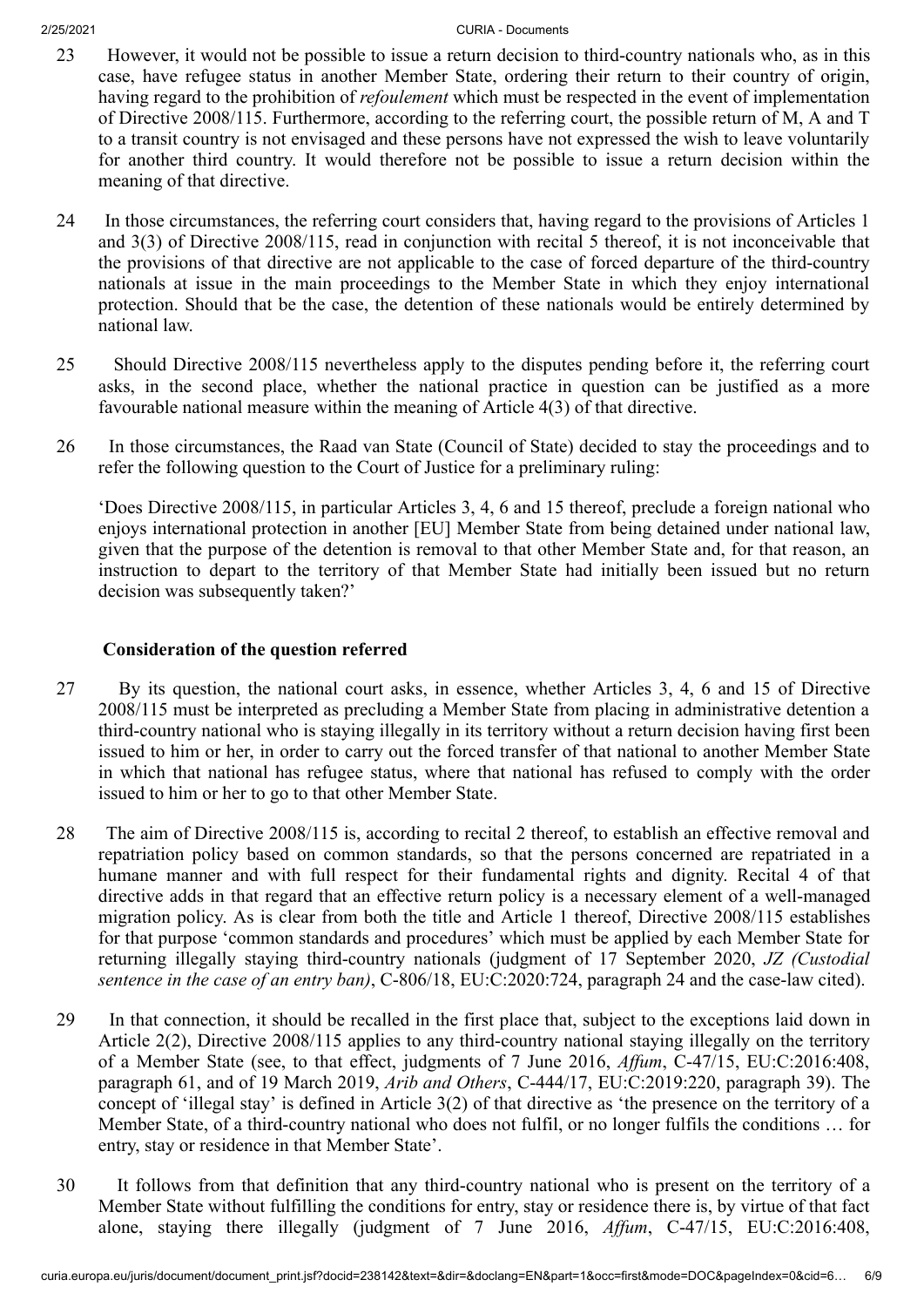23 However, it would not be possible to issue a return decision to third-country nationals who, as in this case, have refugee status in another Member State, ordering their return to their country of origin, having regard to the prohibition of *refoulement* which must be respected in the event of implementation of Directive 2008/115. Furthermore, according to the referring court, the possible return of M, A and T to a transit country is not envisaged and these persons have not expressed the wish to leave voluntarily for another third country. It would therefore not be possible to issue a return decision within the meaning of that directive.

24 In those circumstances, the referring court considers that, having regard to the provisions of Articles 1 and 3(3) of Directive 2008/115, read in conjunction with recital 5 thereof, it is not inconceivable that the provisions of that directive are not applicable to the case of forced departure of the third-country nationals at issue in the main proceedings to the Member State in which they enjoy international protection. Should that be the case, the detention of these nationals would be entirely determined by national law.

25 Should Directive 2008/115 nevertheless apply to the disputes pending before it, the referring court asks, in the second place, whether the national practice in question can be justified as a more favourable national measure within the meaning of Article 4(3) of that directive.

26 In those circumstances, the Raad van State (Council of State) decided to stay the proceedings and to refer the following question to the Court of Justice for a preliminary ruling:

'Does Directive 2008/115, in particular Articles 3, 4, 6 and 15 thereof, preclude a foreign national who enjoys international protection in another [EU] Member State from being detained under national law, given that the purpose of the detention is removal to that other Member State and, for that reason, an instruction to depart to the territory of that Member State had initially been issued but no return decision was subsequently taken?'

## Consideration of the question referred

27 By its question, the national court asks, in essence, whether Articles 3, 4, 6 and 15 of Directive 2008/115 must be interpreted as precluding a Member State from placing in administrative detention a third-country national who is staying illegally in its territory without a return decision having first been issued to him or her, in order to carry out the forced transfer of that national to another Member State in which that national has refugee status, where that national has refused to comply with the order issued to him or her to go to that other Member State.

28 The aim of Directive 2008/115 is, according to recital 2 thereof, to establish an effective removal and repatriation policy based on common standards, so that the persons concerned are repatriated in a humane manner and with full respect for their fundamental rights and dignity. Recital 4 of that directive adds in that regard that an effective return policy is a necessary element of a well-managed migration policy. As is clear from both the title and Article 1 thereof, Directive 2008/115 establishes for that purpose 'common standards and procedures' which must be applied by each Member State for returning illegally staying third-country nationals (judgment of 17 September 2020, *JZ (Custodial sentence in the case of an entry ban)*, C-806/18, EU:C:2020:724, paragraph 24 and the case-law cited).

29 In that connection, it should be recalled in the first place that, subject to the exceptions laid down in Article 2(2), Directive 2008/115 applies to any third-country national staying illegally on the territory of a Member State (see, to that effect, judgments of 7 June 2016, *Affum*, C-47/15, EU:C:2016:408, paragraph 61, and of 19 March 2019, *Arib and Others*, C-444/17, EU:C:2019:220, paragraph 39). The concept of 'illegal stay' is defined in Article 3(2) of that directive as 'the presence on the territory of a Member State, of a third-country national who does not fulfil, or no longer fulfils the conditions … for entry, stay or residence in that Member State'.

30 It follows from that definition that any third-country national who is present on the territory of a Member State without fulfilling the conditions for entry, stay or residence there is, by virtue of that fact alone, staying there illegally (judgment of 7 June 2016, *Affum*, C-47/15, EU:C:2016:408,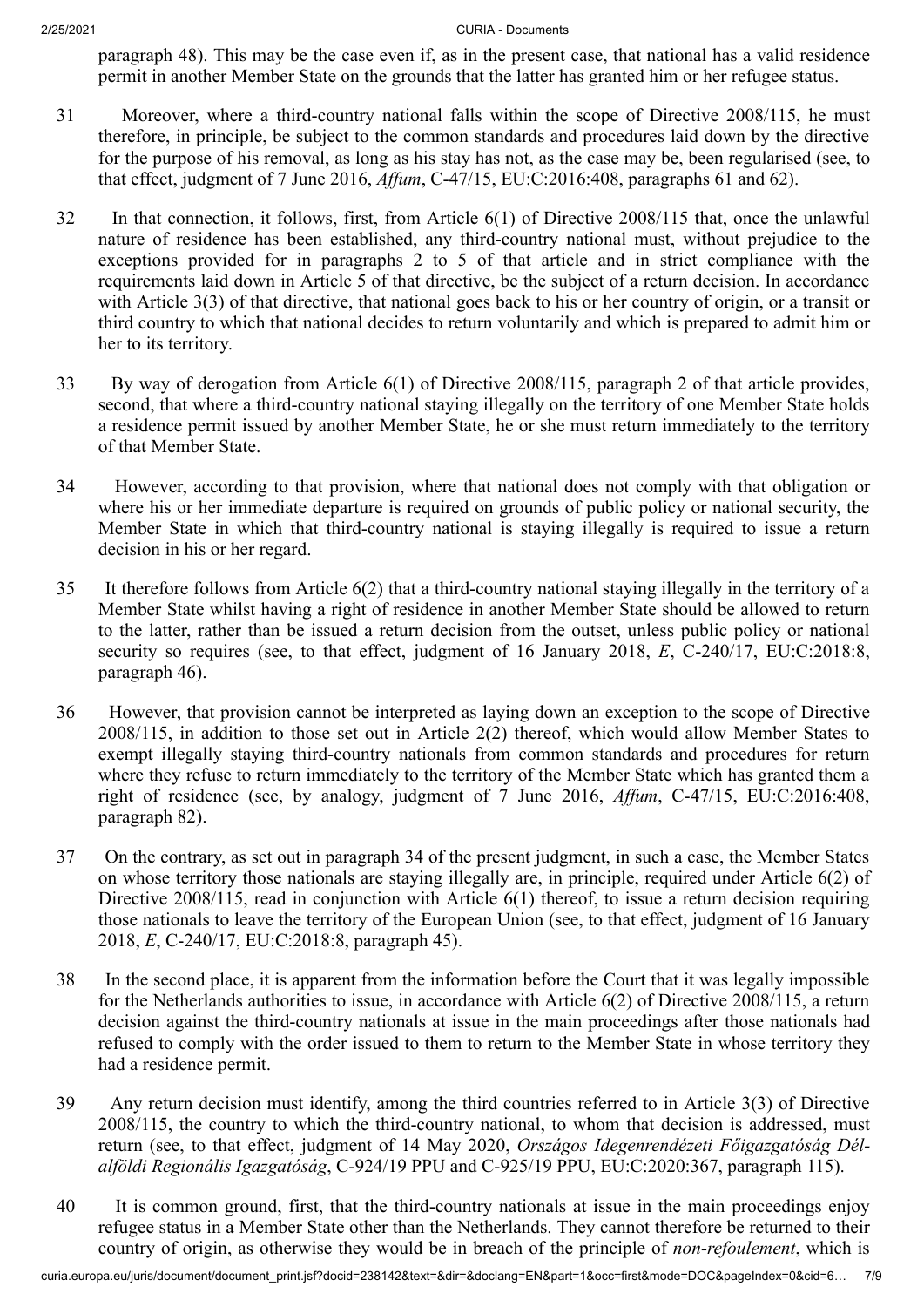paragraph 48). This may be the case even if, as in the present case, that national has a valid residence permit in another Member State on the grounds that the latter has granted him or her refugee status.

31 Moreover, where a third-country national falls within the scope of Directive 2008/115, he must therefore, in principle, be subject to the common standards and procedures laid down by the directive for the purpose of his removal, as long as his stay has not, as the case may be, been regularised (see, to that effect, judgment of 7 June 2016, *Affum*, C-47/15, EU:C:2016:408, paragraphs 61 and 62).

32 In that connection, it follows, first, from Article 6(1) of Directive 2008/115 that, once the unlawful nature of residence has been established, any third-country national must, without prejudice to the exceptions provided for in paragraphs 2 to 5 of that article and in strict compliance with the requirements laid down in Article 5 of that directive, be the subject of a return decision. In accordance with Article 3(3) of that directive, that national goes back to his or her country of origin, or a transit or third country to which that national decides to return voluntarily and which is prepared to admit him or her to its territory.

33 By way of derogation from Article 6(1) of Directive 2008/115, paragraph 2 of that article provides, second, that where a third-country national staying illegally on the territory of one Member State holds a residence permit issued by another Member State, he or she must return immediately to the territory of that Member State.

34 However, according to that provision, where that national does not comply with that obligation or where his or her immediate departure is required on grounds of public policy or national security, the Member State in which that third-country national is staying illegally is required to issue a return decision in his or her regard.

35 It therefore follows from Article 6(2) that a third-country national staying illegally in the territory of a Member State whilst having a right of residence in another Member State should be allowed to return to the latter, rather than be issued a return decision from the outset, unless public policy or national security so requires (see, to that effect, judgment of 16 January 2018, *E*, C-240/17, EU:C:2018:8, paragraph 46).

36 However, that provision cannot be interpreted as laying down an exception to the scope of Directive 2008/115, in addition to those set out in Article 2(2) thereof, which would allow Member States to exempt illegally staying third-country nationals from common standards and procedures for return where they refuse to return immediately to the territory of the Member State which has granted them a right of residence (see, by analogy, judgment of 7 June 2016, *Affum*, C-47/15, EU:C:2016:408, paragraph 82).

37 On the contrary, as set out in paragraph 34 of the present judgment, in such a case, the Member States on whose territory those nationals are staying illegally are, in principle, required under Article 6(2) of Directive 2008/115, read in conjunction with Article 6(1) thereof, to issue a return decision requiring those nationals to leave the territory of the European Union (see, to that effect, judgment of 16 January 2018, *E*, C-240/17, EU:C:2018:8, paragraph 45).

38 In the second place, it is apparent from the information before the Court that it was legally impossible for the Netherlands authorities to issue, in accordance with Article 6(2) of Directive 2008/115, a return decision against the third-country nationals at issue in the main proceedings after those nationals had refused to comply with the order issued to them to return to the Member State in whose territory they had a residence permit.

39 Any return decision must identify, among the third countries referred to in Article 3(3) of Directive 2008/115, the country to which the third-country national, to whom that decision is addressed, must return (see, to that effect, judgment of 14 May 2020, *Országos Idegenrendézeti Főigazgatóság Dél-alföldi Regionális Igazgatóság*, C-924/19 PPU and C-925/19 PPU, EU:C:2020:367, paragraph 115).

40 It is common ground, first, that the third-country nationals at issue in the main proceedings enjoy refugee status in a Member State other than the Netherlands. They cannot therefore be returned to their country of origin, as otherwise they would be in breach of the principle of *non-refoulement*, which is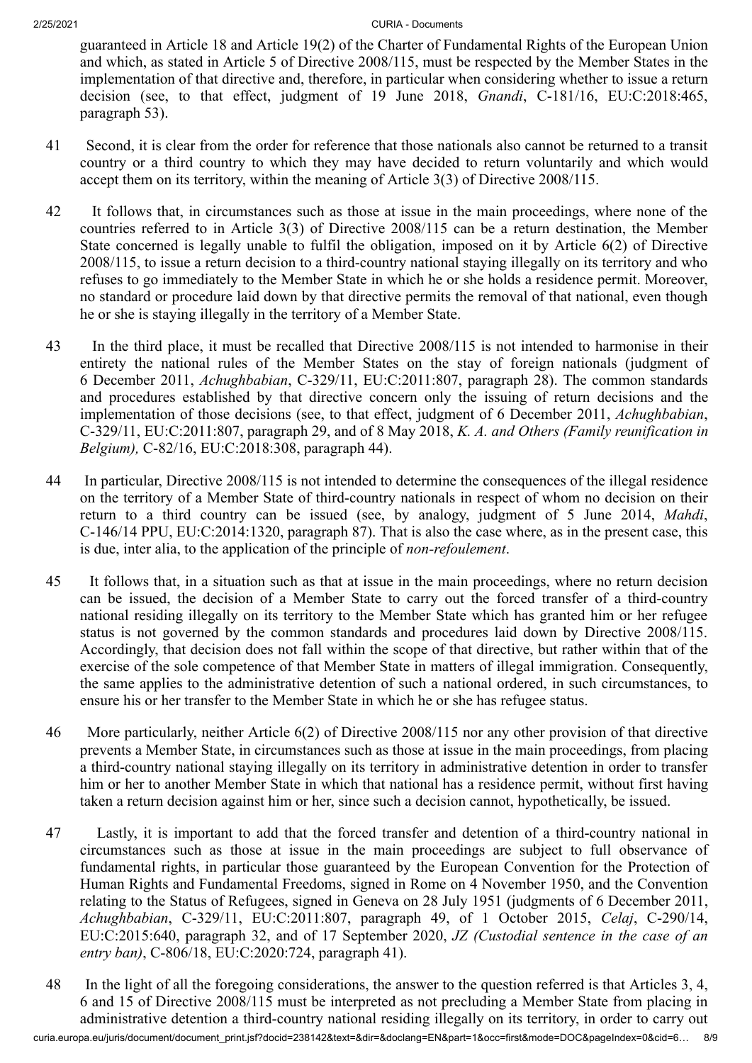guaranteed in Article 18 and Article 19(2) of the Charter of Fundamental Rights of the European Union and which, as stated in Article 5 of Directive 2008/115, must be respected by the Member States in the implementation of that directive and, therefore, in particular when considering whether to issue a return decision (see, to that effect, judgment of 19 June 2018, *Gnandi*, C‑181/16, EU:C:2018:465, paragraph 53).

41 Second, it is clear from the order for reference that those nationals also cannot be returned to a transit country or a third country to which they may have decided to return voluntarily and which would accept them on its territory, within the meaning of Article 3(3) of Directive 2008/115.

42 It follows that, in circumstances such as those at issue in the main proceedings, where none of the countries referred to in Article 3(3) of Directive 2008/115 can be a return destination, the Member State concerned is legally unable to fulfil the obligation, imposed on it by Article 6(2) of Directive 2008/115, to issue a return decision to a third-country national staying illegally on its territory and who refuses to go immediately to the Member State in which he or she holds a residence permit. Moreover, no standard or procedure laid down by that directive permits the removal of that national, even though he or she is staying illegally in the territory of a Member State.

43 In the third place, it must be recalled that Directive 2008/115 is not intended to harmonise in their entirety the national rules of the Member States on the stay of foreign nationals (judgment of 6 December 2011, *Achughbabian*, C‑329/11, EU:C:2011:807, paragraph 28). The common standards and procedures established by that directive concern only the issuing of return decisions and the implementation of those decisions (see, to that effect, judgment of 6 December 2011, *Achughbabian*, C‑329/11, EU:C:2011:807, paragraph 29, and of 8 May 2018, *K. A. and Others (Family reunification in Belgium),* C‑82/16, EU:C:2018:308, paragraph 44).

44 In particular, Directive 2008/115 is not intended to determine the consequences of the illegal residence on the territory of a Member State of third-country nationals in respect of whom no decision on their return to a third country can be issued (see, by analogy, judgment of 5 June 2014, *Mahdi*, C‑146/14 PPU, EU:C:2014:1320, paragraph 87). That is also the case where, as in the present case, this is due, inter alia, to the application of the principle of *non-refoulement*.

45 It follows that, in a situation such as that at issue in the main proceedings, where no return decision can be issued, the decision of a Member State to carry out the forced transfer of a third-country national residing illegally on its territory to the Member State which has granted him or her refugee status is not governed by the common standards and procedures laid down by Directive 2008/115. Accordingly, that decision does not fall within the scope of that directive, but rather within that of the exercise of the sole competence of that Member State in matters of illegal immigration. Consequently, the same applies to the administrative detention of such a national ordered, in such circumstances, to ensure his or her transfer to the Member State in which he or she has refugee status.

46 More particularly, neither Article 6(2) of Directive 2008/115 nor any other provision of that directive prevents a Member State, in circumstances such as those at issue in the main proceedings, from placing a third-country national staying illegally on its territory in administrative detention in order to transfer him or her to another Member State in which that national has a residence permit, without first having taken a return decision against him or her, since such a decision cannot, hypothetically, be issued.

47 Lastly, it is important to add that the forced transfer and detention of a third-country national in circumstances such as those at issue in the main proceedings are subject to full observance of fundamental rights, in particular those guaranteed by the European Convention for the Protection of Human Rights and Fundamental Freedoms, signed in Rome on 4 November 1950, and the Convention relating to the Status of Refugees, signed in Geneva on 28 July 1951 (judgments of 6 December 2011, *Achughbabian*, C‑329/11, EU:C:2011:807, paragraph 49, of 1 October 2015, *Celaj*, C‑290/14, EU:C:2015:640, paragraph 32, and of 17 September 2020, *JZ (Custodial sentence in the case of an entry ban)*, C‑806/18, EU:C:2020:724, paragraph 41).

48 In the light of all the foregoing considerations, the answer to the question referred is that Articles 3, 4, 6 and 15 of Directive 2008/115 must be interpreted as not precluding a Member State from placing in administrative detention a third-country national residing illegally on its territory, in order to carry out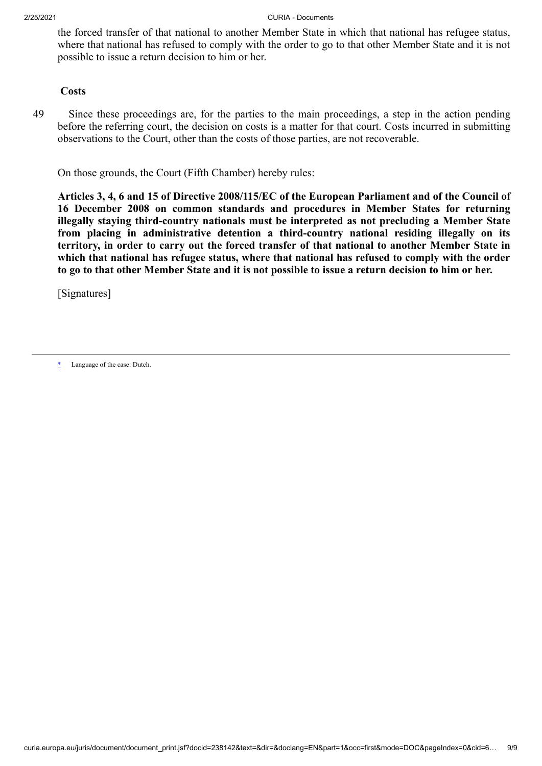the forced transfer of that national to another Member State in which that national has refugee status, where that national has refused to comply with the order to go to that other Member State and it is not possible to issue a return decision to him or her.

**Costs**

49 Since these proceedings are, for the parties to the main proceedings, a step in the action pending before the referring court, the decision on costs is a matter for that court. Costs incurred in submitting observations to the Court, other than the costs of those parties, are not recoverable.

On those grounds, the Court (Fifth Chamber) hereby rules:

**Articles 3, 4, 6 and 15 of Directive 2008/115/EC of the European Parliament and of the Council of 16 December 2008 on common standards and procedures in Member States for returning illegally staying third-country nationals must be interpreted as not precluding a Member State from placing in administrative detention a third-country national residing illegally on its territory, in order to carry out the forced transfer of that national to another Member State in which that national has refugee status, where that national has refused to comply with the order to go to that other Member State and it is not possible to issue a return decision to him or her.**

[Signatures]

---

[*] Language of the case: Dutch.